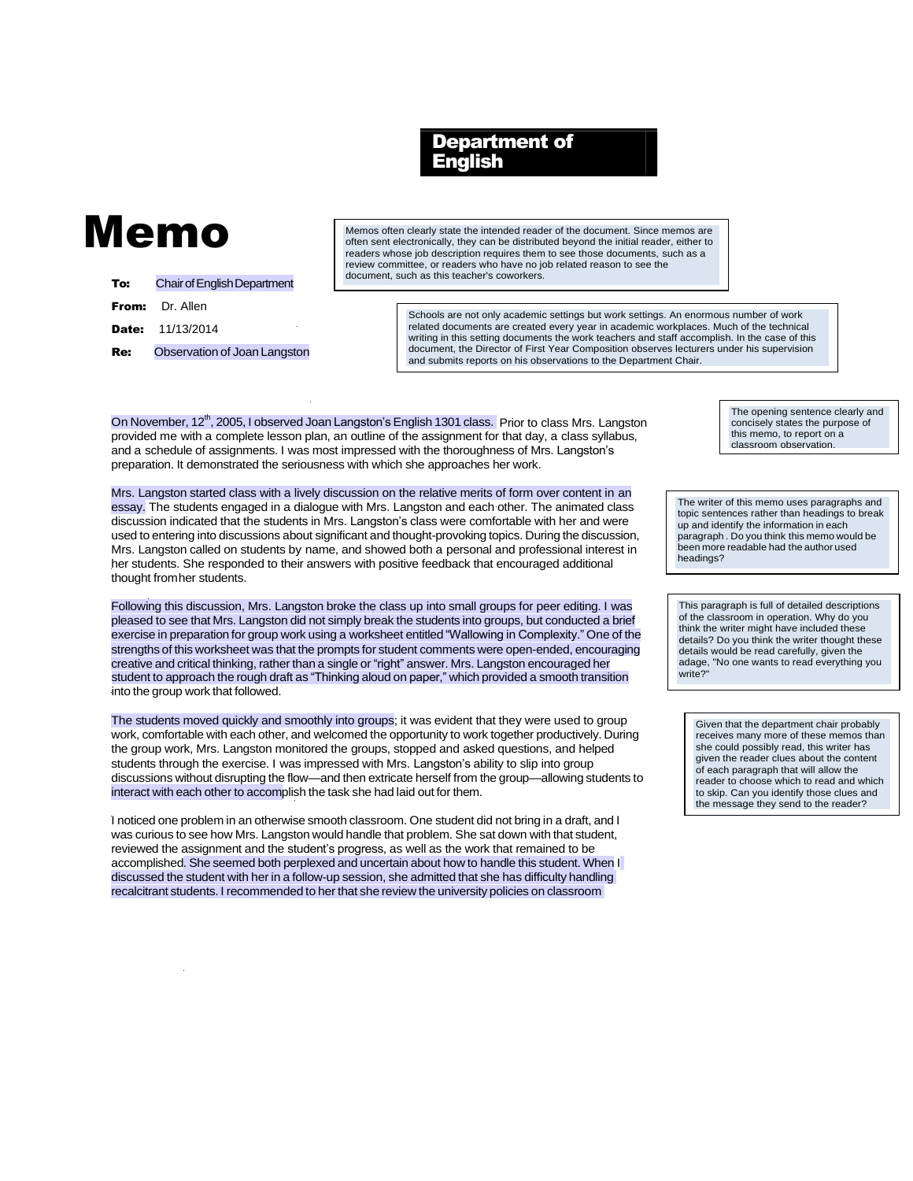**Department of English**

# Memo

> Memos often clearly state the intended reader of the document. Since memos are often sent electronically, they can be distributed beyond the initial reader, either to readers whose job description requires them to see those documents, such as a review committee, or readers who have no job related reason to see the document, such as this teacher's coworkers.

**To:** Chair of English Department

**From:** Dr. Allen

**Date:** 11/13/2014

**Re:** Observation of Joan Langston

> Schools are not only academic settings but work settings. An enormous number of work related documents are created every year in academic workplaces. Much of the technical writing in this setting documents the work teachers and staff accomplish. In the case of this document, the Director of First Year Composition observes lecturers under his supervision and submits reports on his observations to the Department Chair.

On November, 12th, 2005, I observed Joan Langston's English 1301 class. Prior to class Mrs. Langston provided me with a complete lesson plan, an outline of the assignment for that day, a class syllabus, and a schedule of assignments. I was most impressed with the thoroughness of Mrs. Langston's preparation. It demonstrated the seriousness with which she approaches her work.

> The opening sentence clearly and concisely states the purpose of this memo, to report on a classroom observation.

Mrs. Langston started class with a lively discussion on the relative merits of form over content in an essay. The students engaged in a dialogue with Mrs. Langston and each other. The animated class discussion indicated that the students in Mrs. Langston's class were comfortable with her and were used to entering into discussions about significant and thought-provoking topics. During the discussion, Mrs. Langston called on students by name, and showed both a personal and professional interest in her students. She responded to their answers with positive feedback that encouraged additional thought from her students.

> The writer of this memo uses paragraphs and topic sentences rather than headings to break up and identify the information in each paragraph . Do you think this memo would be been more readable had the author used headings?

Following this discussion, Mrs. Langston broke the class up into small groups for peer editing. I was pleased to see that Mrs. Langston did not simply break the students into groups, but conducted a brief exercise in preparation for group work using a worksheet entitled "Wallowing in Complexity." One of the strengths of this worksheet was that the prompts for student comments were open-ended, encouraging creative and critical thinking, rather than a single or "right" answer. Mrs. Langston encouraged her student to approach the rough draft as "Thinking aloud on paper," which provided a smooth transition into the group work that followed.

> This paragraph is full of detailed descriptions of the classroom in operation. Why do you think the writer might have included these details? Do you think the writer thought these details would be read carefully, given the adage, "No one wants to read everything you write?"

The students moved quickly and smoothly into groups; it was evident that they were used to group work, comfortable with each other, and welcomed the opportunity to work together productively. During the group work, Mrs. Langston monitored the groups, stopped and asked questions, and helped students through the exercise. I was impressed with Mrs. Langston's ability to slip into group discussions without disrupting the flow—and then extricate herself from the group—allowing students to interact with each other to accomplish the task she had laid out for them.

> Given that the department chair probably receives many more of these memos than she could possibly read, this writer has given the reader clues about the content of each paragraph that will allow the reader to choose which to read and which to skip. Can you identify those clues and the message they send to the reader?

I noticed one problem in an otherwise smooth classroom. One student did not bring in a draft, and I was curious to see how Mrs. Langston would handle that problem. She sat down with that student, reviewed the assignment and the student's progress, as well as the work that remained to be accomplished. She seemed both perplexed and uncertain about how to handle this student. When I discussed the student with her in a follow-up session, she admitted that she has difficulty handling recalcitrant students. I recommended to her that she review the university policies on classroom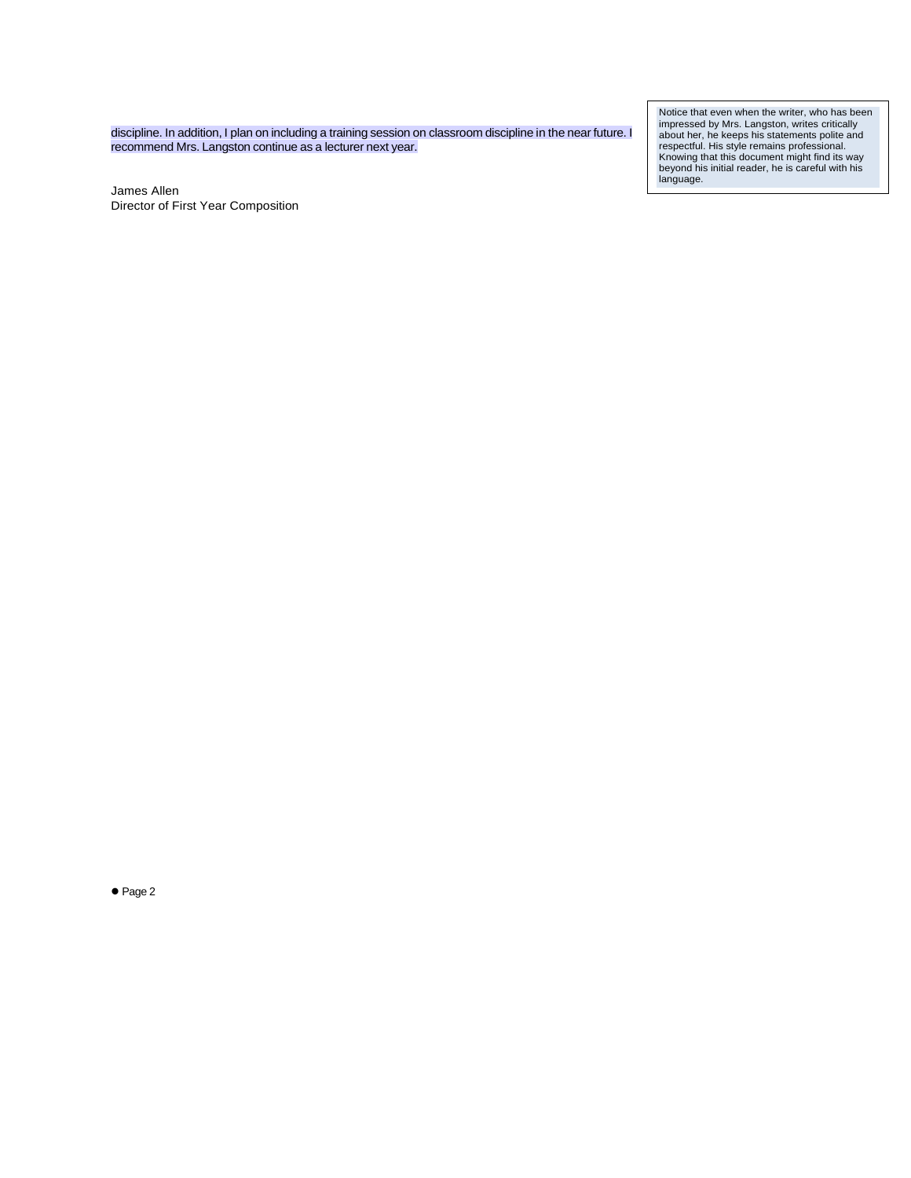discipline. In addition, I plan on including a training session on classroom discipline in the near future. I recommend Mrs. Langston continue as a lecturer next year.

> Notice that even when the writer, who has been impressed by Mrs. Langston, writes critically about her, he keeps his statements polite and respectful. His style remains professional. Knowing that this document might find its way beyond his initial reader, he is careful with his language.

James Allen
Director of First Year Composition